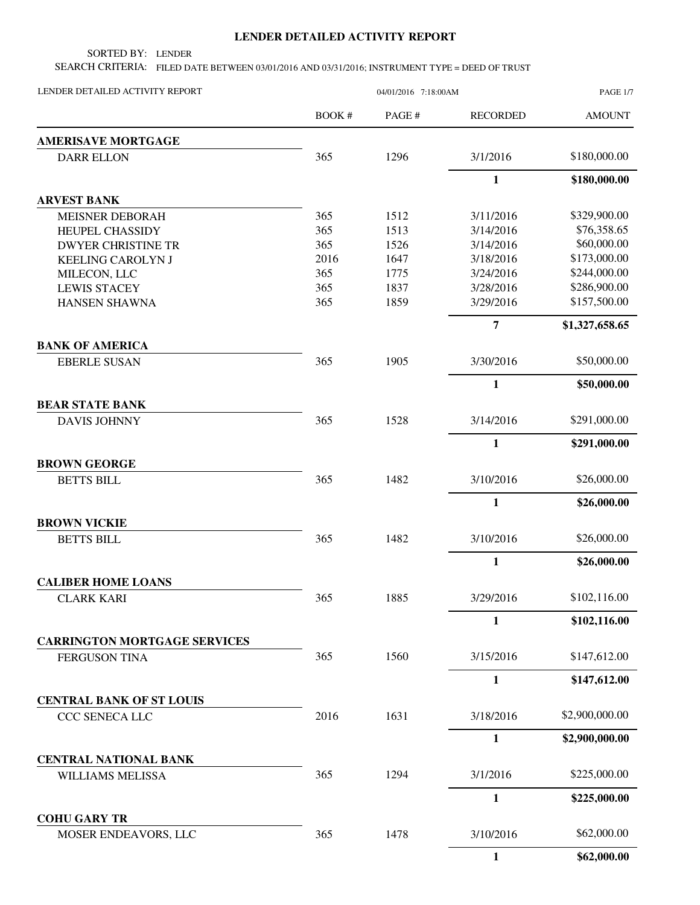# LENDER DETAILED ACTIVITY REPORT

SORTED BY: LENDER

SEARCH CRITERIA: FILED DATE BETWEEN 03/01/2016 AND 03/31/2016; INSTRUMENT TYPE = DEED OF TRUST

LENDER DETAILED ACTIVITY REPORT — 04/01/2016 7:18:00AM

| | BOOK # | PAGE # | RECORDED | AMOUNT |
|---|---|---|---|---|
| **AMERISAVE MORTGAGE** | | | | |
| DARR ELLON | 365 | 1296 | 3/1/2016 | $180,000.00 |
| | | | **1** | **$180,000.00** |
| **ARVEST BANK** | | | | |
| MEISNER DEBORAH | 365 | 1512 | 3/11/2016 | $329,900.00 |
| HEUPEL CHASSIDY | 365 | 1513 | 3/14/2016 | $76,358.65 |
| DWYER CHRISTINE TR | 365 | 1526 | 3/14/2016 | $60,000.00 |
| KEELING CAROLYN J | 2016 | 1647 | 3/18/2016 | $173,000.00 |
| MILECON, LLC | 365 | 1775 | 3/24/2016 | $244,000.00 |
| LEWIS STACEY | 365 | 1837 | 3/28/2016 | $286,900.00 |
| HANSEN SHAWNA | 365 | 1859 | 3/29/2016 | $157,500.00 |
| | | | **7** | **$1,327,658.65** |
| **BANK OF AMERICA** | | | | |
| EBERLE SUSAN | 365 | 1905 | 3/30/2016 | $50,000.00 |
| | | | **1** | **$50,000.00** |
| **BEAR STATE BANK** | | | | |
| DAVIS JOHNNY | 365 | 1528 | 3/14/2016 | $291,000.00 |
| | | | **1** | **$291,000.00** |
| **BROWN GEORGE** | | | | |
| BETTS BILL | 365 | 1482 | 3/10/2016 | $26,000.00 |
| | | | **1** | **$26,000.00** |
| **BROWN VICKIE** | | | | |
| BETTS BILL | 365 | 1482 | 3/10/2016 | $26,000.00 |
| | | | **1** | **$26,000.00** |
| **CALIBER HOME LOANS** | | | | |
| CLARK KARI | 365 | 1885 | 3/29/2016 | $102,116.00 |
| | | | **1** | **$102,116.00** |
| **CARRINGTON MORTGAGE SERVICES** | | | | |
| FERGUSON TINA | 365 | 1560 | 3/15/2016 | $147,612.00 |
| | | | **1** | **$147,612.00** |
| **CENTRAL BANK OF ST LOUIS** | | | | |
| CCC SENECA LLC | 2016 | 1631 | 3/18/2016 | $2,900,000.00 |
| | | | **1** | **$2,900,000.00** |
| **CENTRAL NATIONAL BANK** | | | | |
| WILLIAMS MELISSA | 365 | 1294 | 3/1/2016 | $225,000.00 |
| | | | **1** | **$225,000.00** |
| **COHU GARY TR** | | | | |
| MOSER ENDEAVORS, LLC | 365 | 1478 | 3/10/2016 | $62,000.00 |
| | | | **1** | **$62,000.00** |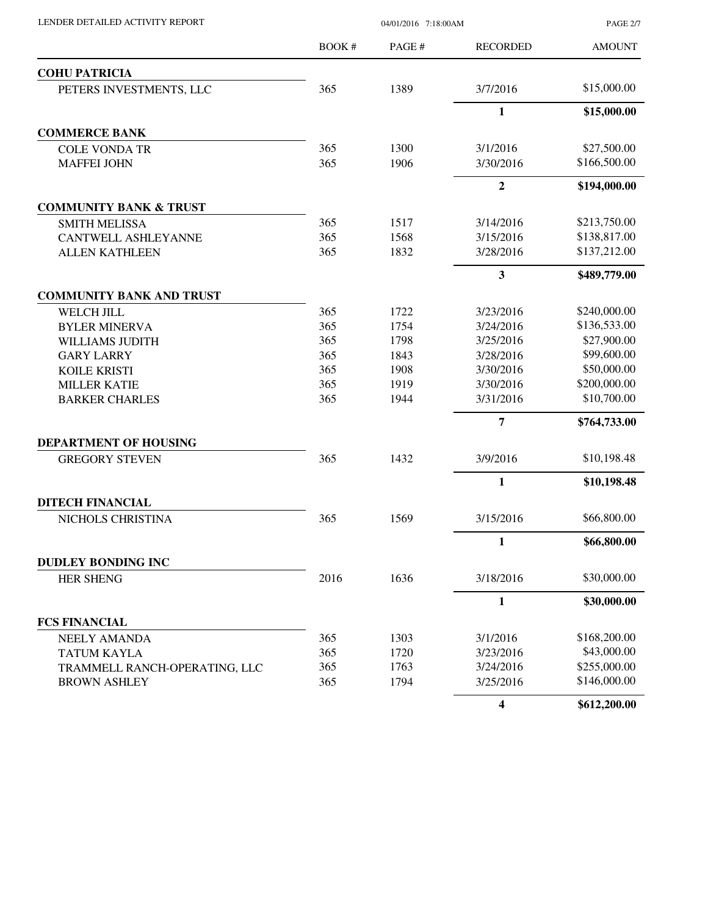| | BOOK # | PAGE # | RECORDED | AMOUNT |
|---|---|---|---|---|
| **COHU PATRICIA** | | | | |
| PETERS INVESTMENTS, LLC | 365 | 1389 | 3/7/2016 | $15,000.00 |
| | | | **1** | **$15,000.00** |
| **COMMERCE BANK** | | | | |
| COLE VONDA TR | 365 | 1300 | 3/1/2016 | $27,500.00 |
| MAFFEI JOHN | 365 | 1906 | 3/30/2016 | $166,500.00 |
| | | | **2** | **$194,000.00** |
| **COMMUNITY BANK & TRUST** | | | | |
| SMITH MELISSA | 365 | 1517 | 3/14/2016 | $213,750.00 |
| CANTWELL ASHLEYANNE | 365 | 1568 | 3/15/2016 | $138,817.00 |
| ALLEN KATHLEEN | 365 | 1832 | 3/28/2016 | $137,212.00 |
| | | | **3** | **$489,779.00** |
| **COMMUNITY BANK AND TRUST** | | | | |
| WELCH JILL | 365 | 1722 | 3/23/2016 | $240,000.00 |
| BYLER MINERVA | 365 | 1754 | 3/24/2016 | $136,533.00 |
| WILLIAMS JUDITH | 365 | 1798 | 3/25/2016 | $27,900.00 |
| GARY LARRY | 365 | 1843 | 3/28/2016 | $99,600.00 |
| KOILE KRISTI | 365 | 1908 | 3/30/2016 | $50,000.00 |
| MILLER KATIE | 365 | 1919 | 3/30/2016 | $200,000.00 |
| BARKER CHARLES | 365 | 1944 | 3/31/2016 | $10,700.00 |
| | | | **7** | **$764,733.00** |
| **DEPARTMENT OF HOUSING** | | | | |
| GREGORY STEVEN | 365 | 1432 | 3/9/2016 | $10,198.48 |
| | | | **1** | **$10,198.48** |
| **DITECH FINANCIAL** | | | | |
| NICHOLS CHRISTINA | 365 | 1569 | 3/15/2016 | $66,800.00 |
| | | | **1** | **$66,800.00** |
| **DUDLEY BONDING INC** | | | | |
| HER SHENG | 2016 | 1636 | 3/18/2016 | $30,000.00 |
| | | | **1** | **$30,000.00** |
| **FCS FINANCIAL** | | | | |
| NEELY AMANDA | 365 | 1303 | 3/1/2016 | $168,200.00 |
| TATUM KAYLA | 365 | 1720 | 3/23/2016 | $43,000.00 |
| TRAMMELL RANCH-OPERATING, LLC | 365 | 1763 | 3/24/2016 | $255,000.00 |
| BROWN ASHLEY | 365 | 1794 | 3/25/2016 | $146,000.00 |
| | | | **4** | **$612,200.00** |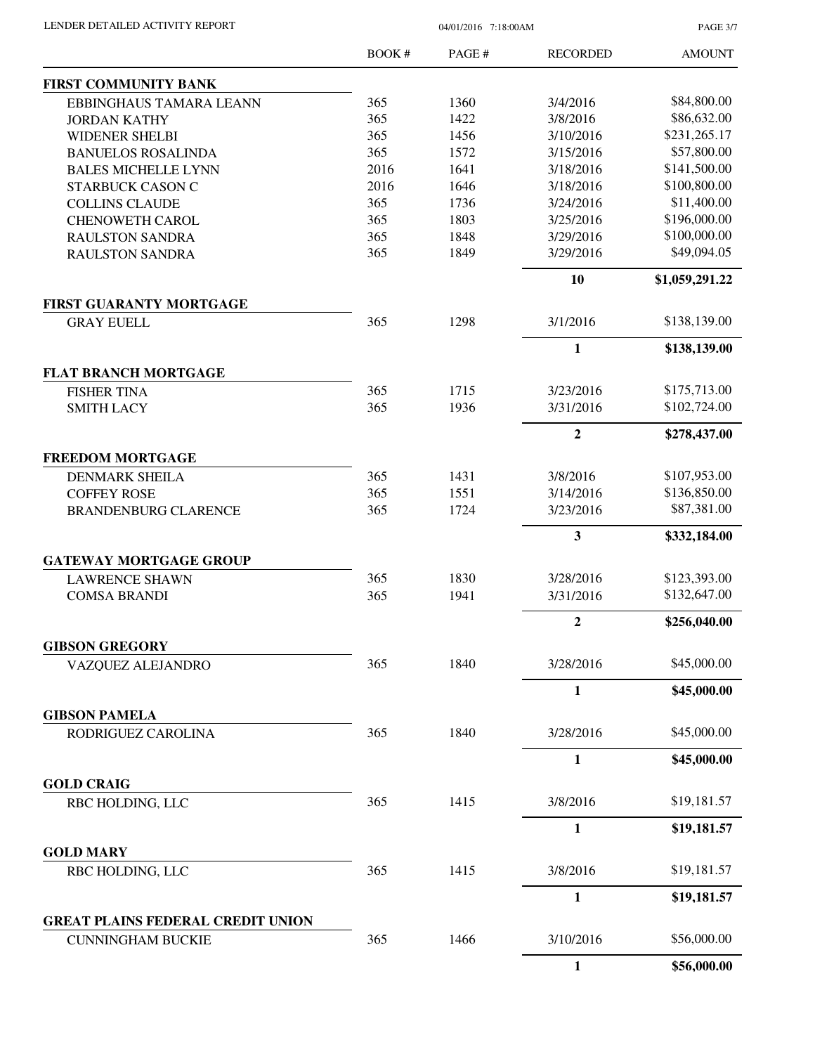| | BOOK # | PAGE # | RECORDED | AMOUNT |
|---|---|---|---|---|
| **FIRST COMMUNITY BANK** | | | | |
| EBBINGHAUS TAMARA LEANN | 365 | 1360 | 3/4/2016 | $84,800.00 |
| JORDAN KATHY | 365 | 1422 | 3/8/2016 | $86,632.00 |
| WIDENER SHELBI | 365 | 1456 | 3/10/2016 | $231,265.17 |
| BANUELOS ROSALINDA | 365 | 1572 | 3/15/2016 | $57,800.00 |
| BALES MICHELLE LYNN | 2016 | 1641 | 3/18/2016 | $141,500.00 |
| STARBUCK CASON C | 2016 | 1646 | 3/18/2016 | $100,800.00 |
| COLLINS CLAUDE | 365 | 1736 | 3/24/2016 | $11,400.00 |
| CHENOWETH CAROL | 365 | 1803 | 3/25/2016 | $196,000.00 |
| RAULSTON SANDRA | 365 | 1848 | 3/29/2016 | $100,000.00 |
| RAULSTON SANDRA | 365 | 1849 | 3/29/2016 | $49,094.05 |
| | | | **10** | **$1,059,291.22** |
| **FIRST GUARANTY MORTGAGE** | | | | |
| GRAY EUELL | 365 | 1298 | 3/1/2016 | $138,139.00 |
| | | | **1** | **$138,139.00** |
| **FLAT BRANCH MORTGAGE** | | | | |
| FISHER TINA | 365 | 1715 | 3/23/2016 | $175,713.00 |
| SMITH LACY | 365 | 1936 | 3/31/2016 | $102,724.00 |
| | | | **2** | **$278,437.00** |
| **FREEDOM MORTGAGE** | | | | |
| DENMARK SHEILA | 365 | 1431 | 3/8/2016 | $107,953.00 |
| COFFEY ROSE | 365 | 1551 | 3/14/2016 | $136,850.00 |
| BRANDENBURG CLARENCE | 365 | 1724 | 3/23/2016 | $87,381.00 |
| | | | **3** | **$332,184.00** |
| **GATEWAY MORTGAGE GROUP** | | | | |
| LAWRENCE SHAWN | 365 | 1830 | 3/28/2016 | $123,393.00 |
| COMSA BRANDI | 365 | 1941 | 3/31/2016 | $132,647.00 |
| | | | **2** | **$256,040.00** |
| **GIBSON GREGORY** | | | | |
| VAZQUEZ ALEJANDRO | 365 | 1840 | 3/28/2016 | $45,000.00 |
| | | | **1** | **$45,000.00** |
| **GIBSON PAMELA** | | | | |
| RODRIGUEZ CAROLINA | 365 | 1840 | 3/28/2016 | $45,000.00 |
| | | | **1** | **$45,000.00** |
| **GOLD CRAIG** | | | | |
| RBC HOLDING, LLC | 365 | 1415 | 3/8/2016 | $19,181.57 |
| | | | **1** | **$19,181.57** |
| **GOLD MARY** | | | | |
| RBC HOLDING, LLC | 365 | 1415 | 3/8/2016 | $19,181.57 |
| | | | **1** | **$19,181.57** |
| **GREAT PLAINS FEDERAL CREDIT UNION** | | | | |
| CUNNINGHAM BUCKIE | 365 | 1466 | 3/10/2016 | $56,000.00 |
| | | | **1** | **$56,000.00** |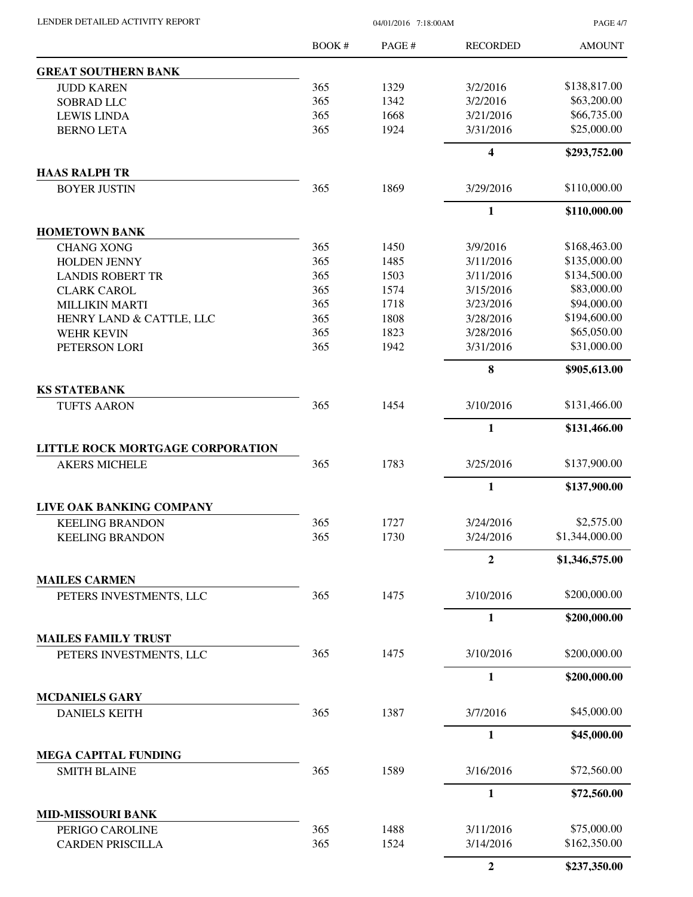LENDER DETAILED ACTIVITY REPORT

04/01/2016 7:18:00AM

| | BOOK # | PAGE # | RECORDED | AMOUNT |
|---|---|---|---|---|
| **GREAT SOUTHERN BANK** | | | | |
| JUDD KAREN | 365 | 1329 | 3/2/2016 | $138,817.00 |
| SOBRAD LLC | 365 | 1342 | 3/2/2016 | $63,200.00 |
| LEWIS LINDA | 365 | 1668 | 3/21/2016 | $66,735.00 |
| BERNO LETA | 365 | 1924 | 3/31/2016 | $25,000.00 |
| | | | **4** | **$293,752.00** |
| **HAAS RALPH TR** | | | | |
| BOYER JUSTIN | 365 | 1869 | 3/29/2016 | $110,000.00 |
| | | | **1** | **$110,000.00** |
| **HOMETOWN BANK** | | | | |
| CHANG XONG | 365 | 1450 | 3/9/2016 | $168,463.00 |
| HOLDEN JENNY | 365 | 1485 | 3/11/2016 | $135,000.00 |
| LANDIS ROBERT TR | 365 | 1503 | 3/11/2016 | $134,500.00 |
| CLARK CAROL | 365 | 1574 | 3/15/2016 | $83,000.00 |
| MILLIKIN MARTI | 365 | 1718 | 3/23/2016 | $94,000.00 |
| HENRY LAND & CATTLE, LLC | 365 | 1808 | 3/28/2016 | $194,600.00 |
| WEHR KEVIN | 365 | 1823 | 3/28/2016 | $65,050.00 |
| PETERSON LORI | 365 | 1942 | 3/31/2016 | $31,000.00 |
| | | | **8** | **$905,613.00** |
| **KS STATEBANK** | | | | |
| TUFTS AARON | 365 | 1454 | 3/10/2016 | $131,466.00 |
| | | | **1** | **$131,466.00** |
| **LITTLE ROCK MORTGAGE CORPORATION** | | | | |
| AKERS MICHELE | 365 | 1783 | 3/25/2016 | $137,900.00 |
| | | | **1** | **$137,900.00** |
| **LIVE OAK BANKING COMPANY** | | | | |
| KEELING BRANDON | 365 | 1727 | 3/24/2016 | $2,575.00 |
| KEELING BRANDON | 365 | 1730 | 3/24/2016 | $1,344,000.00 |
| | | | **2** | **$1,346,575.00** |
| **MAILES CARMEN** | | | | |
| PETERS INVESTMENTS, LLC | 365 | 1475 | 3/10/2016 | $200,000.00 |
| | | | **1** | **$200,000.00** |
| **MAILES FAMILY TRUST** | | | | |
| PETERS INVESTMENTS, LLC | 365 | 1475 | 3/10/2016 | $200,000.00 |
| | | | **1** | **$200,000.00** |
| **MCDANIELS GARY** | | | | |
| DANIELS KEITH | 365 | 1387 | 3/7/2016 | $45,000.00 |
| | | | **1** | **$45,000.00** |
| **MEGA CAPITAL FUNDING** | | | | |
| SMITH BLAINE | 365 | 1589 | 3/16/2016 | $72,560.00 |
| | | | **1** | **$72,560.00** |
| **MID-MISSOURI BANK** | | | | |
| PERIGO CAROLINE | 365 | 1488 | 3/11/2016 | $75,000.00 |
| CARDEN PRISCILLA | 365 | 1524 | 3/14/2016 | $162,350.00 |
| | | | **2** | **$237,350.00** |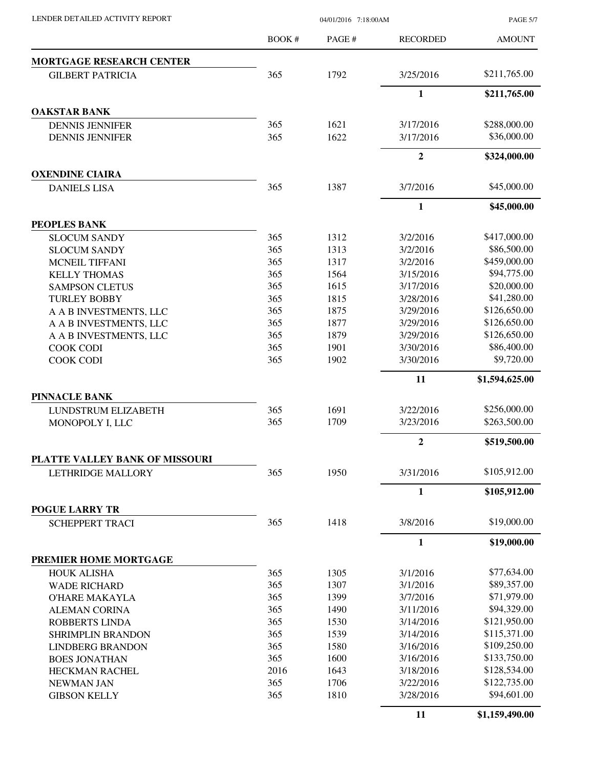| | BOOK # | PAGE # | RECORDED | AMOUNT |
|---|---|---|---|---|
| **MORTGAGE RESEARCH CENTER** | | | | |
| GILBERT PATRICIA | 365 | 1792 | 3/25/2016 | $211,765.00 |
| | | | **1** | **$211,765.00** |
| **OAKSTAR BANK** | | | | |
| DENNIS JENNIFER | 365 | 1621 | 3/17/2016 | $288,000.00 |
| DENNIS JENNIFER | 365 | 1622 | 3/17/2016 | $36,000.00 |
| | | | **2** | **$324,000.00** |
| **OXENDINE CIAIRA** | | | | |
| DANIELS LISA | 365 | 1387 | 3/7/2016 | $45,000.00 |
| | | | **1** | **$45,000.00** |
| **PEOPLES BANK** | | | | |
| SLOCUM SANDY | 365 | 1312 | 3/2/2016 | $417,000.00 |
| SLOCUM SANDY | 365 | 1313 | 3/2/2016 | $86,500.00 |
| MCNEIL TIFFANI | 365 | 1317 | 3/2/2016 | $459,000.00 |
| KELLY THOMAS | 365 | 1564 | 3/15/2016 | $94,775.00 |
| SAMPSON CLETUS | 365 | 1615 | 3/17/2016 | $20,000.00 |
| TURLEY BOBBY | 365 | 1815 | 3/28/2016 | $41,280.00 |
| A A B INVESTMENTS, LLC | 365 | 1875 | 3/29/2016 | $126,650.00 |
| A A B INVESTMENTS, LLC | 365 | 1877 | 3/29/2016 | $126,650.00 |
| A A B INVESTMENTS, LLC | 365 | 1879 | 3/29/2016 | $126,650.00 |
| COOK CODI | 365 | 1901 | 3/30/2016 | $86,400.00 |
| COOK CODI | 365 | 1902 | 3/30/2016 | $9,720.00 |
| | | | **11** | **$1,594,625.00** |
| **PINNACLE BANK** | | | | |
| LUNDSTRUM ELIZABETH | 365 | 1691 | 3/22/2016 | $256,000.00 |
| MONOPOLY I, LLC | 365 | 1709 | 3/23/2016 | $263,500.00 |
| | | | **2** | **$519,500.00** |
| **PLATTE VALLEY BANK OF MISSOURI** | | | | |
| LETHRIDGE MALLORY | 365 | 1950 | 3/31/2016 | $105,912.00 |
| | | | **1** | **$105,912.00** |
| **POGUE LARRY TR** | | | | |
| SCHEPPERT TRACI | 365 | 1418 | 3/8/2016 | $19,000.00 |
| | | | **1** | **$19,000.00** |
| **PREMIER HOME MORTGAGE** | | | | |
| HOUK ALISHA | 365 | 1305 | 3/1/2016 | $77,634.00 |
| WADE RICHARD | 365 | 1307 | 3/1/2016 | $89,357.00 |
| O'HARE MAKAYLA | 365 | 1399 | 3/7/2016 | $71,979.00 |
| ALEMAN CORINA | 365 | 1490 | 3/11/2016 | $94,329.00 |
| ROBBERTS LINDA | 365 | 1530 | 3/14/2016 | $121,950.00 |
| SHRIMPLIN BRANDON | 365 | 1539 | 3/14/2016 | $115,371.00 |
| LINDBERG BRANDON | 365 | 1580 | 3/16/2016 | $109,250.00 |
| BOES JONATHAN | 365 | 1600 | 3/16/2016 | $133,750.00 |
| HECKMAN RACHEL | 2016 | 1643 | 3/18/2016 | $128,534.00 |
| NEWMAN JAN | 365 | 1706 | 3/22/2016 | $122,735.00 |
| GIBSON KELLY | 365 | 1810 | 3/28/2016 | $94,601.00 |
| | | | **11** | **$1,159,490.00** |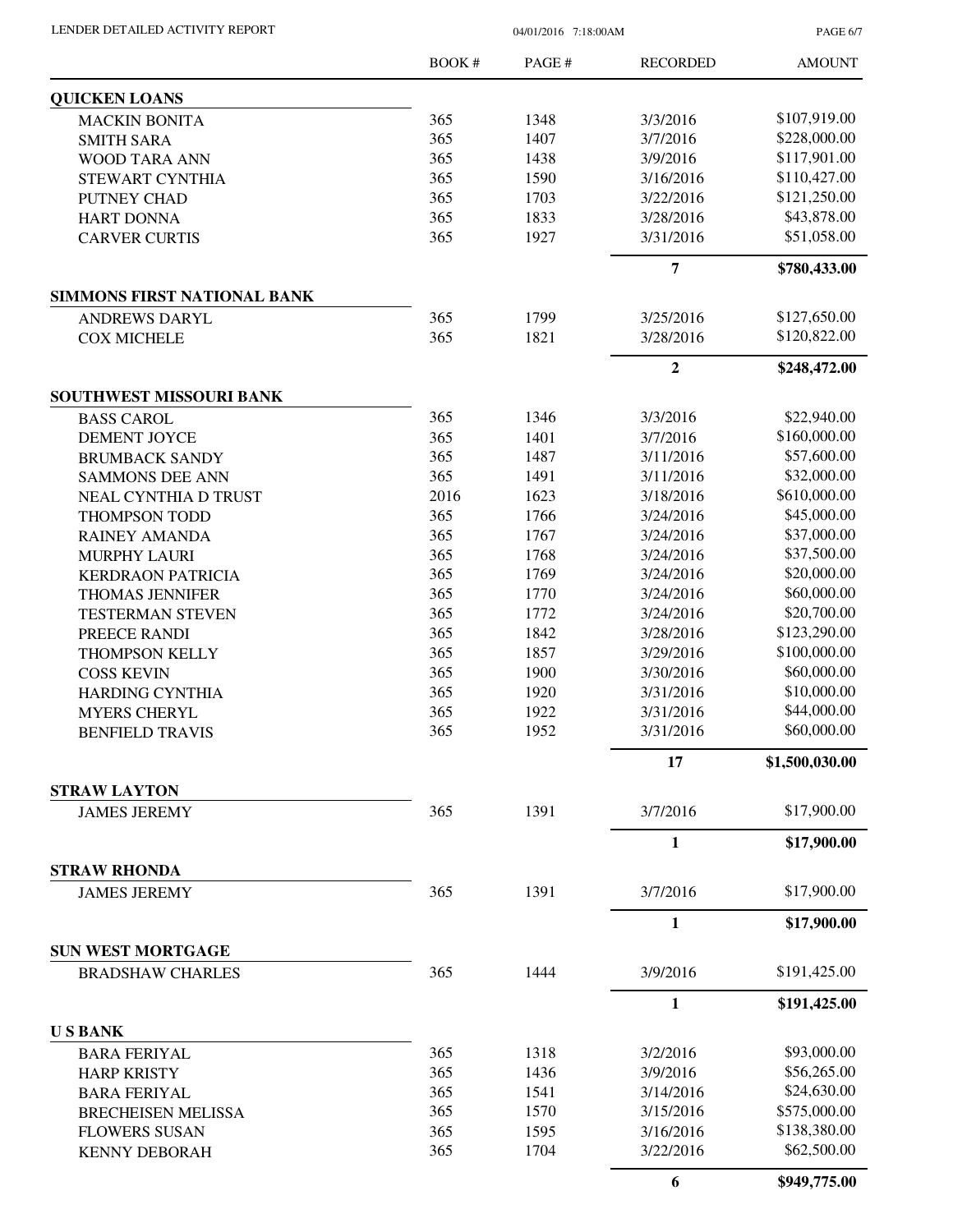| | BOOK # | PAGE # | RECORDED | AMOUNT |
|---|---|---|---|---|
| **QUICKEN LOANS** | | | | |
| MACKIN BONITA | 365 | 1348 | 3/3/2016 | $107,919.00 |
| SMITH SARA | 365 | 1407 | 3/7/2016 | $228,000.00 |
| WOOD TARA ANN | 365 | 1438 | 3/9/2016 | $117,901.00 |
| STEWART CYNTHIA | 365 | 1590 | 3/16/2016 | $110,427.00 |
| PUTNEY CHAD | 365 | 1703 | 3/22/2016 | $121,250.00 |
| HART DONNA | 365 | 1833 | 3/28/2016 | $43,878.00 |
| CARVER CURTIS | 365 | 1927 | 3/31/2016 | $51,058.00 |
| | | | **7** | **$780,433.00** |
| **SIMMONS FIRST NATIONAL BANK** | | | | |
| ANDREWS DARYL | 365 | 1799 | 3/25/2016 | $127,650.00 |
| COX MICHELE | 365 | 1821 | 3/28/2016 | $120,822.00 |
| | | | **2** | **$248,472.00** |
| **SOUTHWEST MISSOURI BANK** | | | | |
| BASS CAROL | 365 | 1346 | 3/3/2016 | $22,940.00 |
| DEMENT JOYCE | 365 | 1401 | 3/7/2016 | $160,000.00 |
| BRUMBACK SANDY | 365 | 1487 | 3/11/2016 | $57,600.00 |
| SAMMONS DEE ANN | 365 | 1491 | 3/11/2016 | $32,000.00 |
| NEAL CYNTHIA D TRUST | 2016 | 1623 | 3/18/2016 | $610,000.00 |
| THOMPSON TODD | 365 | 1766 | 3/24/2016 | $45,000.00 |
| RAINEY AMANDA | 365 | 1767 | 3/24/2016 | $37,000.00 |
| MURPHY LAURI | 365 | 1768 | 3/24/2016 | $37,500.00 |
| KERDRAON PATRICIA | 365 | 1769 | 3/24/2016 | $20,000.00 |
| THOMAS JENNIFER | 365 | 1770 | 3/24/2016 | $60,000.00 |
| TESTERMAN STEVEN | 365 | 1772 | 3/24/2016 | $20,700.00 |
| PREECE RANDI | 365 | 1842 | 3/28/2016 | $123,290.00 |
| THOMPSON KELLY | 365 | 1857 | 3/29/2016 | $100,000.00 |
| COSS KEVIN | 365 | 1900 | 3/30/2016 | $60,000.00 |
| HARDING CYNTHIA | 365 | 1920 | 3/31/2016 | $10,000.00 |
| MYERS CHERYL | 365 | 1922 | 3/31/2016 | $44,000.00 |
| BENFIELD TRAVIS | 365 | 1952 | 3/31/2016 | $60,000.00 |
| | | | **17** | **$1,500,030.00** |
| **STRAW LAYTON** | | | | |
| JAMES JEREMY | 365 | 1391 | 3/7/2016 | $17,900.00 |
| | | | **1** | **$17,900.00** |
| **STRAW RHONDA** | | | | |
| JAMES JEREMY | 365 | 1391 | 3/7/2016 | $17,900.00 |
| | | | **1** | **$17,900.00** |
| **SUN WEST MORTGAGE** | | | | |
| BRADSHAW CHARLES | 365 | 1444 | 3/9/2016 | $191,425.00 |
| | | | **1** | **$191,425.00** |
| **U S BANK** | | | | |
| BARA FERIYAL | 365 | 1318 | 3/2/2016 | $93,000.00 |
| HARP KRISTY | 365 | 1436 | 3/9/2016 | $56,265.00 |
| BARA FERIYAL | 365 | 1541 | 3/14/2016 | $24,630.00 |
| BRECHEISEN MELISSA | 365 | 1570 | 3/15/2016 | $575,000.00 |
| FLOWERS SUSAN | 365 | 1595 | 3/16/2016 | $138,380.00 |
| KENNY DEBORAH | 365 | 1704 | 3/22/2016 | $62,500.00 |
| | | | **6** | **$949,775.00** |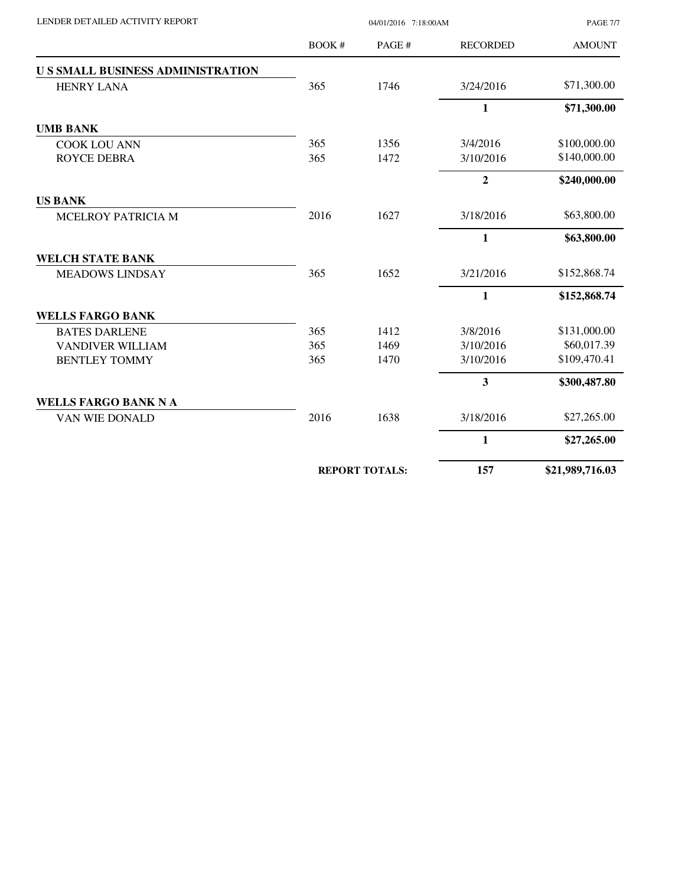| | BOOK # | PAGE # | RECORDED | AMOUNT |
|---|---|---|---|---|
| **U S SMALL BUSINESS ADMINISTRATION** | | | | |
| HENRY LANA | 365 | 1746 | 3/24/2016 | $71,300.00 |
| | | | **1** | **$71,300.00** |
| **UMB BANK** | | | | |
| COOK LOU ANN | 365 | 1356 | 3/4/2016 | $100,000.00 |
| ROYCE DEBRA | 365 | 1472 | 3/10/2016 | $140,000.00 |
| | | | **2** | **$240,000.00** |
| **US BANK** | | | | |
| MCELROY PATRICIA M | 2016 | 1627 | 3/18/2016 | $63,800.00 |
| | | | **1** | **$63,800.00** |
| **WELCH STATE BANK** | | | | |
| MEADOWS LINDSAY | 365 | 1652 | 3/21/2016 | $152,868.74 |
| | | | **1** | **$152,868.74** |
| **WELLS FARGO BANK** | | | | |
| BATES DARLENE | 365 | 1412 | 3/8/2016 | $131,000.00 |
| VANDIVER WILLIAM | 365 | 1469 | 3/10/2016 | $60,017.39 |
| BENTLEY TOMMY | 365 | 1470 | 3/10/2016 | $109,470.41 |
| | | | **3** | **$300,487.80** |
| **WELLS FARGO BANK N A** | | | | |
| VAN WIE DONALD | 2016 | 1638 | 3/18/2016 | $27,265.00 |
| | | | **1** | **$27,265.00** |
| | **REPORT TOTALS:** | | **157** | **$21,989,716.03** |